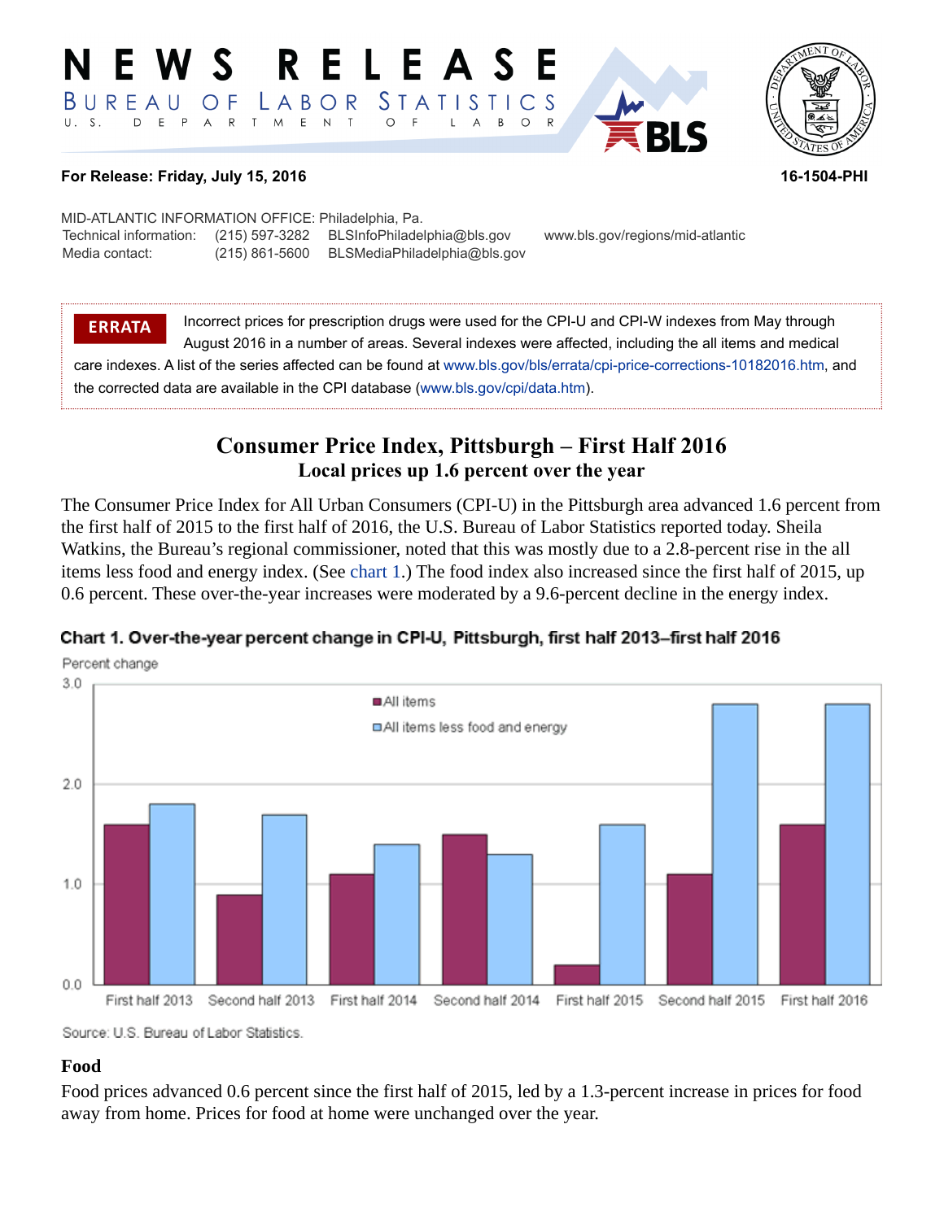# NEWS RELEASE

BUREAU OF LABOR STATISTICS

U. S. DEPARTMENT OF LABOR

**For Release: Friday, July 15, 2016** **16-1504-PHI**

MID-ATLANTIC INFORMATION OFFICE: Philadelphia, Pa.

| | | | |
|---|---|---|---|
| Technical information: | (215) 597-3282 | BLSInfoPhiladelphia@bls.gov | www.bls.gov/regions/mid-atlantic |
| Media contact: | (215) 861-5600 | BLSMediaPhiladelphia@bls.gov | |

**ERRATA** Incorrect prices for prescription drugs were used for the CPI-U and CPI-W indexes from May through August 2016 in a number of areas. Several indexes were affected, including the all items and medical care indexes. A list of the series affected can be found at www.bls.gov/bls/errata/cpi-price-corrections-10182016.htm, and the corrected data are available in the CPI database (www.bls.gov/cpi/data.htm).

## Consumer Price Index, Pittsburgh – First Half 2016

### Local prices up 1.6 percent over the year

The Consumer Price Index for All Urban Consumers (CPI-U) in the Pittsburgh area advanced 1.6 percent from the first half of 2015 to the first half of 2016, the U.S. Bureau of Labor Statistics reported today. Sheila Watkins, the Bureau's regional commissioner, noted that this was mostly due to a 2.8-percent rise in the all items less food and energy index. (See chart 1.) The food index also increased since the first half of 2015, up 0.6 percent. These over-the-year increases were moderated by a 9.6-percent decline in the energy index.

**Chart 1. Over-the-year percent change in CPI-U, Pittsburgh, first half 2013–first half 2016**

| Period | All items | All items less food and energy |
|---|---|---|
| First half 2013 | 1.6 | 1.8 |
| Second half 2013 | 0.9 | 1.7 |
| First half 2014 | 1.1 | 1.4 |
| Second half 2014 | 1.5 | 1.3 |
| First half 2015 | 0.2 | 1.6 |
| Second half 2015 | 1.1 | 2.8 |
| First half 2016 | 1.6 | 2.8 |

Source: U.S. Bureau of Labor Statistics.

### Food

Food prices advanced 0.6 percent since the first half of 2015, led by a 1.3-percent increase in prices for food away from home. Prices for food at home were unchanged over the year.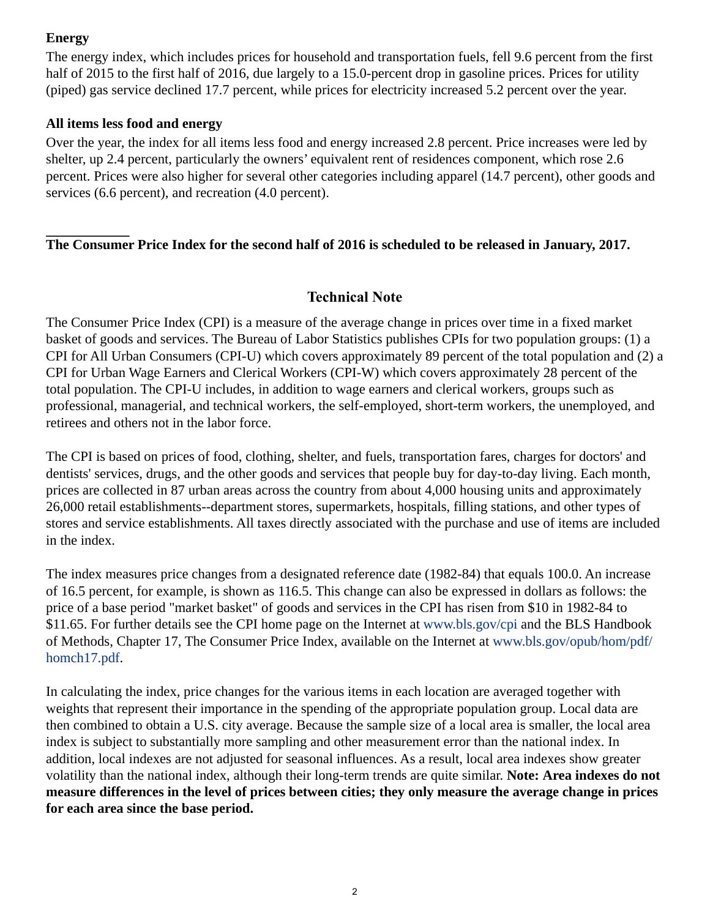**Energy**

The energy index, which includes prices for household and transportation fuels, fell 9.6 percent from the first half of 2015 to the first half of 2016, due largely to a 15.0-percent drop in gasoline prices. Prices for utility (piped) gas service declined 17.7 percent, while prices for electricity increased 5.2 percent over the year.

**All items less food and energy**

Over the year, the index for all items less food and energy increased 2.8 percent. Price increases were led by shelter, up 2.4 percent, particularly the owners' equivalent rent of residences component, which rose 2.6 percent. Prices were also higher for several other categories including apparel (14.7 percent), other goods and services (6.6 percent), and recreation (4.0 percent).

---

**The Consumer Price Index for the second half of 2016 is scheduled to be released in January, 2017.**

## Technical Note

The Consumer Price Index (CPI) is a measure of the average change in prices over time in a fixed market basket of goods and services. The Bureau of Labor Statistics publishes CPIs for two population groups: (1) a CPI for All Urban Consumers (CPI-U) which covers approximately 89 percent of the total population and (2) a CPI for Urban Wage Earners and Clerical Workers (CPI-W) which covers approximately 28 percent of the total population. The CPI-U includes, in addition to wage earners and clerical workers, groups such as professional, managerial, and technical workers, the self-employed, short-term workers, the unemployed, and retirees and others not in the labor force.

The CPI is based on prices of food, clothing, shelter, and fuels, transportation fares, charges for doctors' and dentists' services, drugs, and the other goods and services that people buy for day-to-day living. Each month, prices are collected in 87 urban areas across the country from about 4,000 housing units and approximately 26,000 retail establishments--department stores, supermarkets, hospitals, filling stations, and other types of stores and service establishments. All taxes directly associated with the purchase and use of items are included in the index.

The index measures price changes from a designated reference date (1982-84) that equals 100.0. An increase of 16.5 percent, for example, is shown as 116.5. This change can also be expressed in dollars as follows: the price of a base period "market basket" of goods and services in the CPI has risen from $10 in 1982-84 to $11.65. For further details see the CPI home page on the Internet at www.bls.gov/cpi and the BLS Handbook of Methods, Chapter 17, The Consumer Price Index, available on the Internet at www.bls.gov/opub/hom/pdf/homch17.pdf.

In calculating the index, price changes for the various items in each location are averaged together with weights that represent their importance in the spending of the appropriate population group. Local data are then combined to obtain a U.S. city average. Because the sample size of a local area is smaller, the local area index is subject to substantially more sampling and other measurement error than the national index. In addition, local indexes are not adjusted for seasonal influences. As a result, local area indexes show greater volatility than the national index, although their long-term trends are quite similar. **Note: Area indexes do not measure differences in the level of prices between cities; they only measure the average change in prices for each area since the base period.**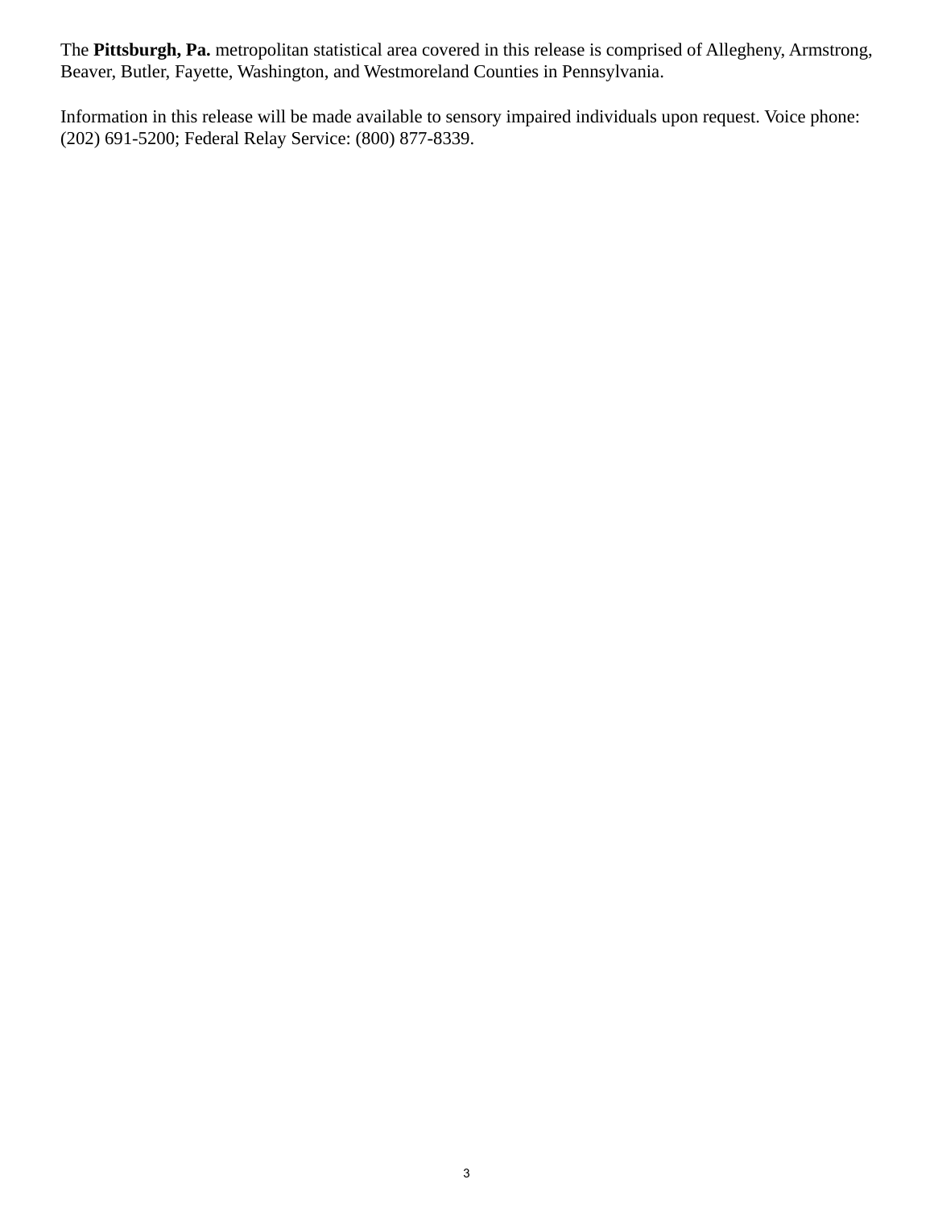The **Pittsburgh, Pa.** metropolitan statistical area covered in this release is comprised of Allegheny, Armstrong, Beaver, Butler, Fayette, Washington, and Westmoreland Counties in Pennsylvania.

Information in this release will be made available to sensory impaired individuals upon request. Voice phone: (202) 691-5200; Federal Relay Service: (800) 877-8339.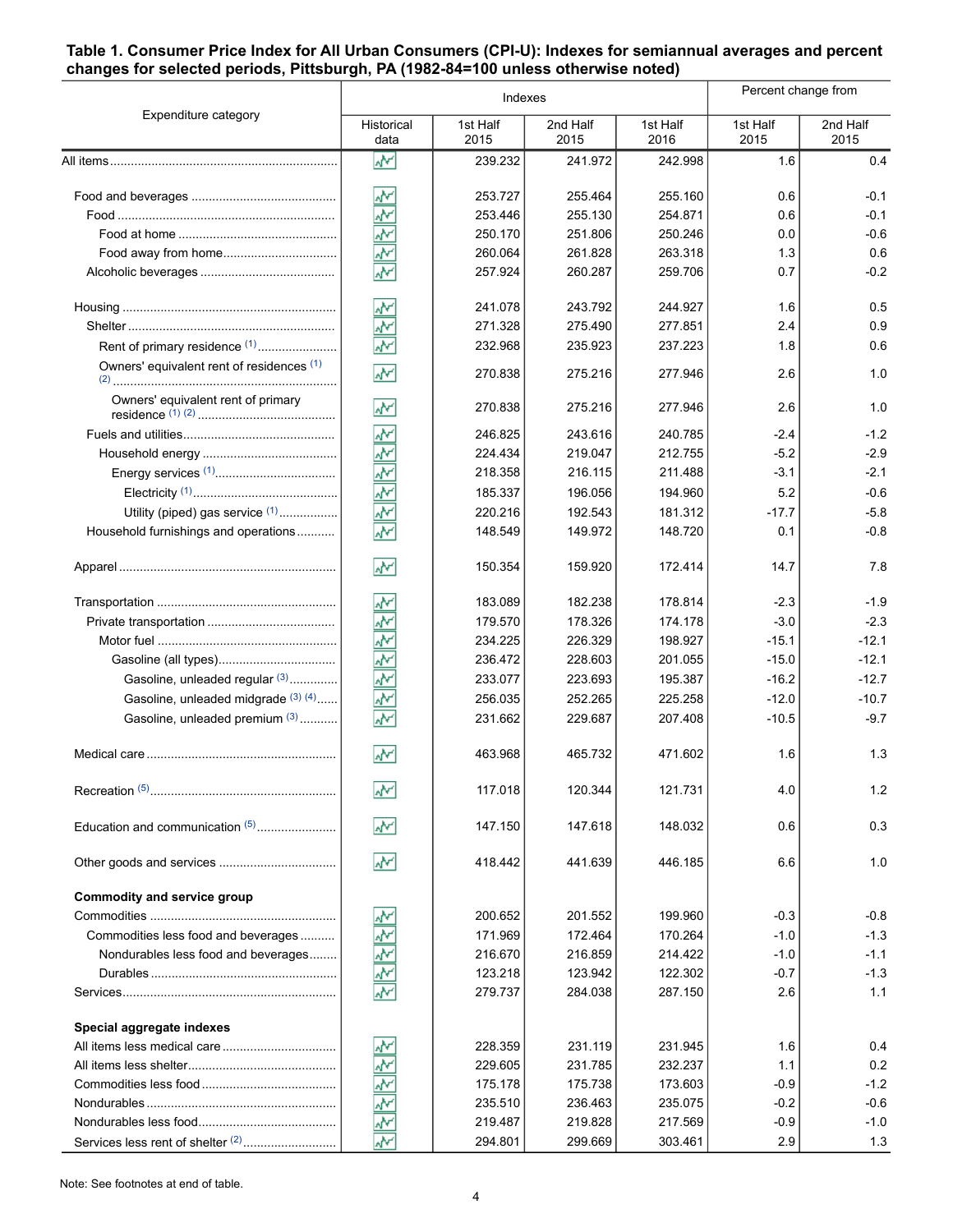**Table 1. Consumer Price Index for All Urban Consumers (CPI-U): Indexes for semiannual averages and percent changes for selected periods, Pittsburgh, PA (1982-84=100 unless otherwise noted)**

| Expenditure category | Indexes | | | | Percent change from | |
|---|---|---|---|---|---|---|
| | Historical data | 1st Half 2015 | 2nd Half 2015 | 1st Half 2016 | 1st Half 2015 | 2nd Half 2015 |
| All items | | 239.232 | 241.972 | 242.998 | 1.6 | 0.4 |
| Food and beverages | | 253.727 | 255.464 | 255.160 | 0.6 | -0.1 |
| Food | | 253.446 | 255.130 | 254.871 | 0.6 | -0.1 |
| Food at home | | 250.170 | 251.806 | 250.246 | 0.0 | -0.6 |
| Food away from home | | 260.064 | 261.828 | 263.318 | 1.3 | 0.6 |
| Alcoholic beverages | | 257.924 | 260.287 | 259.706 | 0.7 | -0.2 |
| Housing | | 241.078 | 243.792 | 244.927 | 1.6 | 0.5 |
| Shelter | | 271.328 | 275.490 | 277.851 | 2.4 | 0.9 |
| Rent of primary residence (1) | | 232.968 | 235.923 | 237.223 | 1.8 | 0.6 |
| Owners' equivalent rent of residences (1) (2) | | 270.838 | 275.216 | 277.946 | 2.6 | 1.0 |
| Owners' equivalent rent of primary residence (1) (2) | | 270.838 | 275.216 | 277.946 | 2.6 | 1.0 |
| Fuels and utilities | | 246.825 | 243.616 | 240.785 | -2.4 | -1.2 |
| Household energy | | 224.434 | 219.047 | 212.755 | -5.2 | -2.9 |
| Energy services (1) | | 218.358 | 216.115 | 211.488 | -3.1 | -2.1 |
| Electricity (1) | | 185.337 | 196.056 | 194.960 | 5.2 | -0.6 |
| Utility (piped) gas service (1) | | 220.216 | 192.543 | 181.312 | -17.7 | -5.8 |
| Household furnishings and operations | | 148.549 | 149.972 | 148.720 | 0.1 | -0.8 |
| Apparel | | 150.354 | 159.920 | 172.414 | 14.7 | 7.8 |
| Transportation | | 183.089 | 182.238 | 178.814 | -2.3 | -1.9 |
| Private transportation | | 179.570 | 178.326 | 174.178 | -3.0 | -2.3 |
| Motor fuel | | 234.225 | 226.329 | 198.927 | -15.1 | -12.1 |
| Gasoline (all types) | | 236.472 | 228.603 | 201.055 | -15.0 | -12.1 |
| Gasoline, unleaded regular (3) | | 233.077 | 223.693 | 195.387 | -16.2 | -12.7 |
| Gasoline, unleaded midgrade (3) (4) | | 256.035 | 252.265 | 225.258 | -12.0 | -10.7 |
| Gasoline, unleaded premium (3) | | 231.662 | 229.687 | 207.408 | -10.5 | -9.7 |
| Medical care | | 463.968 | 465.732 | 471.602 | 1.6 | 1.3 |
| Recreation (5) | | 117.018 | 120.344 | 121.731 | 4.0 | 1.2 |
| Education and communication (5) | | 147.150 | 147.618 | 148.032 | 0.6 | 0.3 |
| Other goods and services | | 418.442 | 441.639 | 446.185 | 6.6 | 1.0 |
| **Commodity and service group** | | | | | | |
| Commodities | | 200.652 | 201.552 | 199.960 | -0.3 | -0.8 |
| Commodities less food and beverages | | 171.969 | 172.464 | 170.264 | -1.0 | -1.3 |
| Nondurables less food and beverages | | 216.670 | 216.859 | 214.422 | -1.0 | -1.1 |
| Durables | | 123.218 | 123.942 | 122.302 | -0.7 | -1.3 |
| Services | | 279.737 | 284.038 | 287.150 | 2.6 | 1.1 |
| **Special aggregate indexes** | | | | | | |
| All items less medical care | | 228.359 | 231.119 | 231.945 | 1.6 | 0.4 |
| All items less shelter | | 229.605 | 231.785 | 232.237 | 1.1 | 0.2 |
| Commodities less food | | 175.178 | 175.738 | 173.603 | -0.9 | -1.2 |
| Nondurables | | 235.510 | 236.463 | 235.075 | -0.2 | -0.6 |
| Nondurables less food | | 219.487 | 219.828 | 217.569 | -0.9 | -1.0 |
| Services less rent of shelter (2) | | 294.801 | 299.669 | 303.461 | 2.9 | 1.3 |

Note: See footnotes at end of table.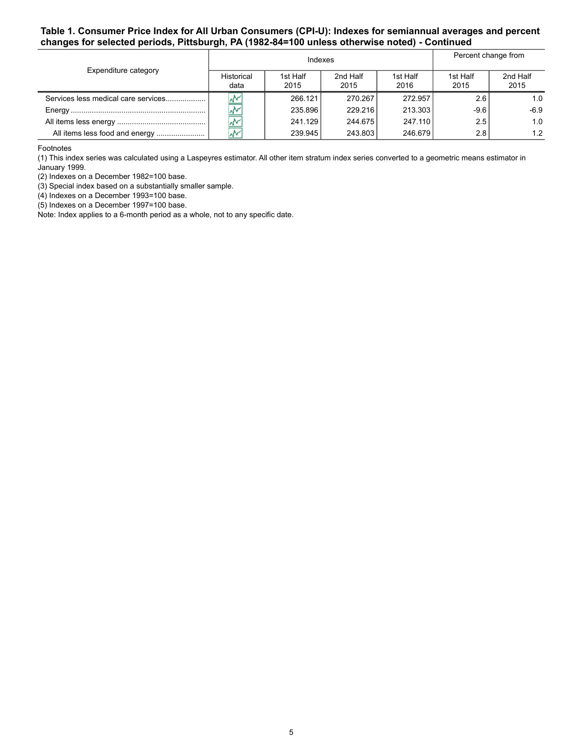**Table 1. Consumer Price Index for All Urban Consumers (CPI-U): Indexes for semiannual averages and percent changes for selected periods, Pittsburgh, PA (1982-84=100 unless otherwise noted) - Continued**

| Expenditure category | Indexes | | | | Percent change from | |
|---|---|---|---|---|---|---|
| | Historical data | 1st Half 2015 | 2nd Half 2015 | 1st Half 2016 | 1st Half 2015 | 2nd Half 2015 |
| Services less medical care services | | 266.121 | 270.267 | 272.957 | 2.6 | 1.0 |
| Energy | | 235.896 | 229.216 | 213.303 | -9.6 | -6.9 |
| All items less energy | | 241.129 | 244.675 | 247.110 | 2.5 | 1.0 |
| All items less food and energy | | 239.945 | 243.803 | 246.679 | 2.8 | 1.2 |

Footnotes

(1) This index series was calculated using a Laspeyres estimator. All other item stratum index series converted to a geometric means estimator in January 1999.

(2) Indexes on a December 1982=100 base.

(3) Special index based on a substantially smaller sample.

(4) Indexes on a December 1993=100 base.

(5) Indexes on a December 1997=100 base.

Note: Index applies to a 6-month period as a whole, not to any specific date.